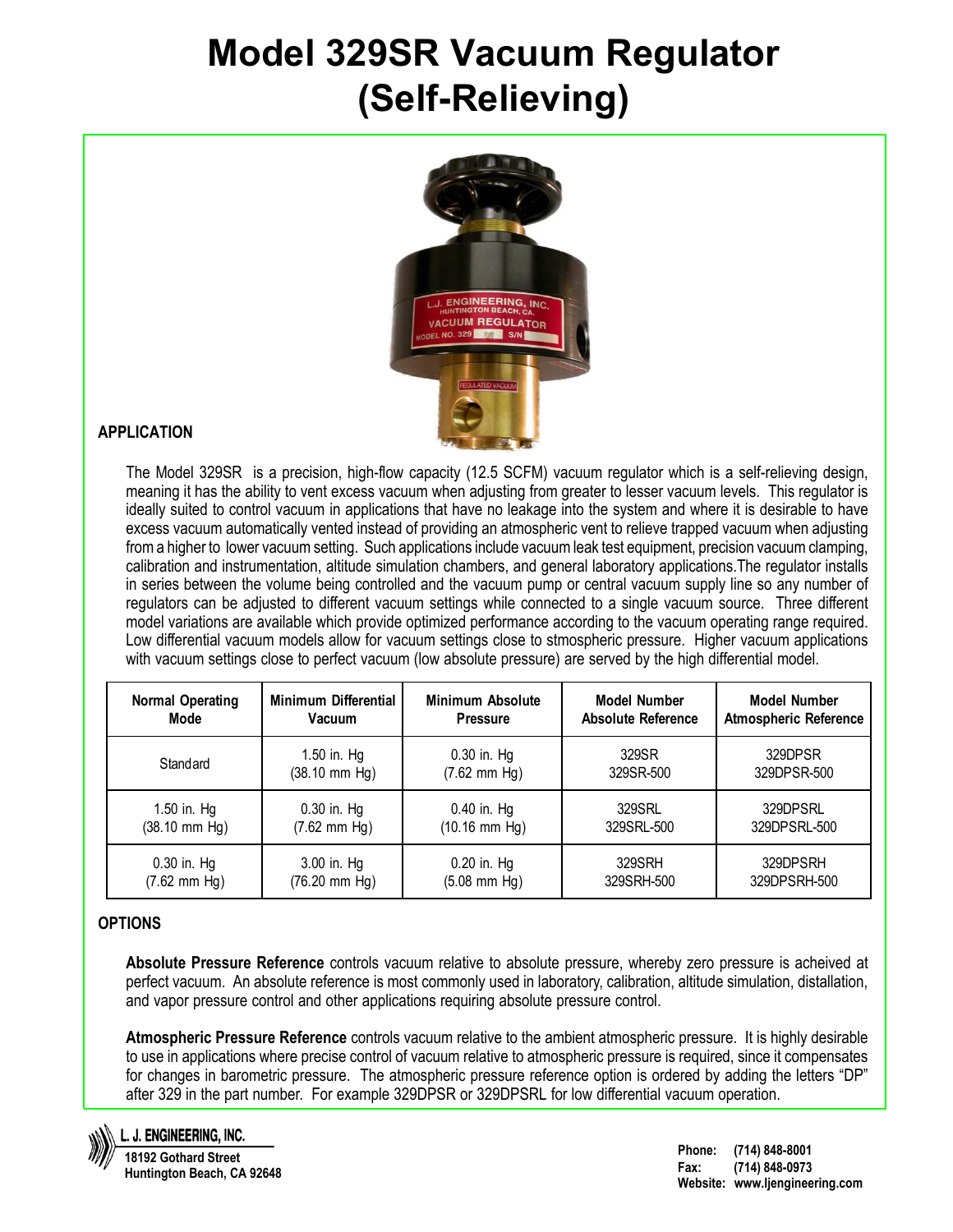# Model 329SR Vacuum Regulator (Self-Relieving)

## APPLICATION

The Model 329SR is a precision, high-flow capacity (12.5 SCFM) vacuum regulator which is a self-relieving design, meaning it has the ability to vent excess vacuum when adjusting from greater to lesser vacuum levels. This regulator is ideally suited to control vacuum in applications that have no leakage into the system and where it is desirable to have excess vacuum automatically vented instead of providing an atmospheric vent to relieve trapped vacuum when adjusting from a higher to lower vacuum setting. Such applications include vacuum leak test equipment, precision vacuum clamping, calibration and instrumentation, altitude simulation chambers, and general laboratory applications.The regulator installs in series between the volume being controlled and the vacuum pump or central vacuum supply line so any number of regulators can be adjusted to different vacuum settings while connected to a single vacuum source. Three different model variations are available which provide optimized performance according to the vacuum operating range required. Low differential vacuum models allow for vacuum settings close to stmospheric pressure. Higher vacuum applications with vacuum settings close to perfect vacuum (low absolute pressure) are served by the high differential model.

| Normal Operating Mode | Minimum Differential Vacuum | Minimum Absolute Pressure | Model Number Absolute Reference | Model Number Atmospheric Reference |
|---|---|---|---|---|
| Standard | 1.50 in. Hg (38.10 mm Hg) | 0.30 in. Hg (7.62 mm Hg) | 329SR 329SR-500 | 329DPSR 329DPSR-500 |
| 1.50 in. Hg (38.10 mm Hg) | 0.30 in. Hg (7.62 mm Hg) | 0.40 in. Hg (10.16 mm Hg) | 329SRL 329SRL-500 | 329DPSRL 329DPSRL-500 |
| 0.30 in. Hg (7.62 mm Hg) | 3.00 in. Hg (76.20 mm Hg) | 0.20 in. Hg (5.08 mm Hg) | 329SRH 329SRH-500 | 329DPSRH 329DPSRH-500 |

## OPTIONS

**Absolute Pressure Reference** controls vacuum relative to absolute pressure, whereby zero pressure is acheived at perfect vacuum. An absolute reference is most commonly used in laboratory, calibration, altitude simulation, distallation, and vapor pressure control and other applications requiring absolute pressure control.

**Atmospheric Pressure Reference** controls vacuum relative to the ambient atmospheric pressure. It is highly desirable to use in applications where precise control of vacuum relative to atmospheric pressure is required, since it compensates for changes in barometric pressure. The atmospheric pressure reference option is ordered by adding the letters "DP" after 329 in the part number. For example 329DPSR or 329DPSRL for low differential vacuum operation.

**L. J. ENGINEERING, INC.**
18192 Gothard Street
Huntington Beach, CA 92648

**Phone:** (714) 848-8001
**Fax:** (714) 848-0973
**Website:** www.ljengineering.com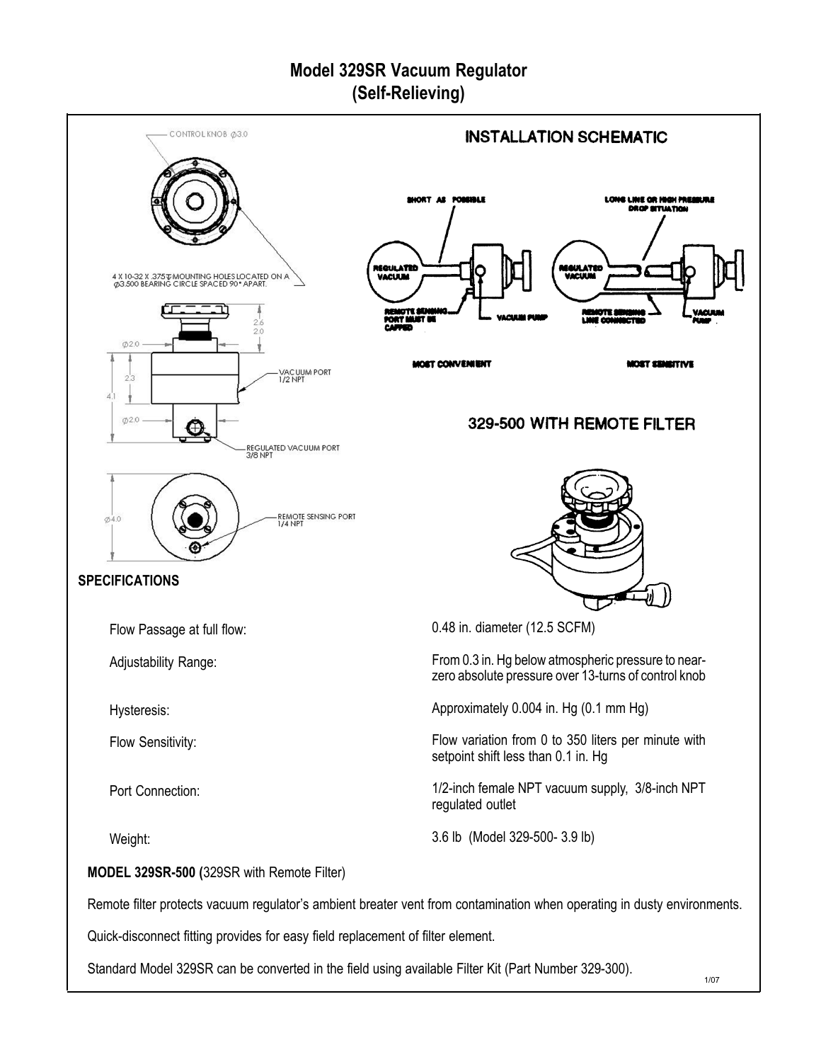# Model 329SR Vacuum Regulator (Self-Relieving)

CONTROL KNOB ⌀3.0

4 X 10-32 X .375 MOUNTING HOLES LOCATED ON A ⌀3.500 BEARING CIRCLE SPACED 90° APART.

2.6
2.0
⌀2.0
2.3
4.1
⌀2.0
VACUUM PORT 1/2 NPT
REGULATED VACUUM PORT 3/8 NPT

⌀4.0
REMOTE SENSING PORT 1/4 NPT

## INSTALLATION SCHEMATIC

SHORT AS POSSIBLE
REGULATED VACUUM
REMOTE SENSING PORT MUST BE CAPPED
VACUUM PUMP
MOST CONVENIENT

LONG LINE OR HIGH PRESSURE DROP SITUATION
REGULATED VACUUM
REMOTE SENSING LINE CONNECTED
VACUUM PUMP
MOST SENSITIVE

## 329-500 WITH REMOTE FILTER

## SPECIFICATIONS

| | |
|---|---|
| Flow Passage at full flow: | 0.48 in. diameter (12.5 SCFM) |
| Adjustability Range: | From 0.3 in. Hg below atmospheric pressure to near-zero absolute pressure over 13-turns of control knob |
| Hysteresis: | Approximately 0.004 in. Hg (0.1 mm Hg) |
| Flow Sensitivity: | Flow variation from 0 to 350 liters per minute with setpoint shift less than 0.1 in. Hg |
| Port Connection: | 1/2-inch female NPT vacuum supply, 3/8-inch NPT regulated outlet |
| Weight: | 3.6 lb (Model 329-500- 3.9 lb) |

**MODEL 329SR-500 (**329SR with Remote Filter)

Remote filter protects vacuum regulator's ambient breater vent from contamination when operating in dusty environments.

Quick-disconnect fitting provides for easy field replacement of filter element.

Standard Model 329SR can be converted in the field using available Filter Kit (Part Number 329-300).

1/07